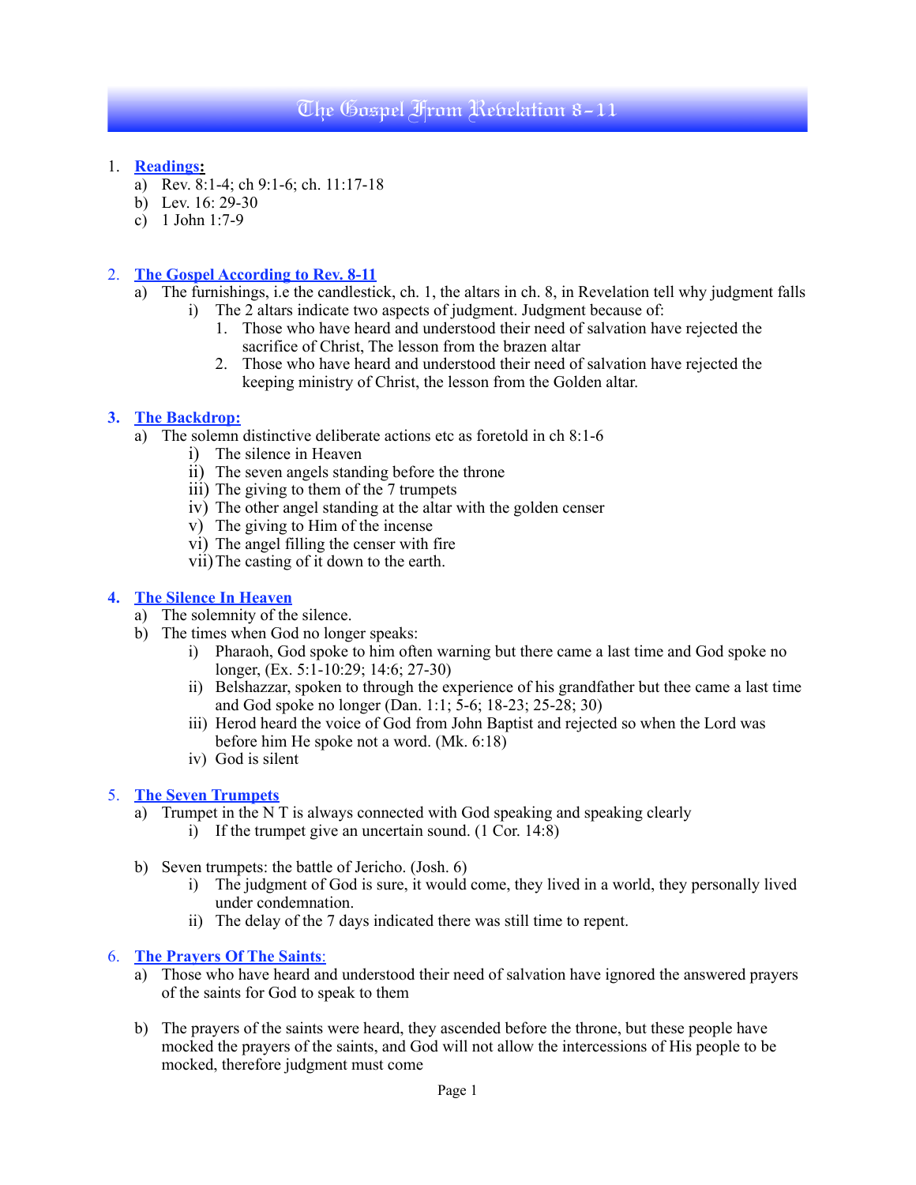# The Gospel From Revelation 8-11

1. **Readings:**
   a) Rev. 8:1-4; ch 9:1-6; ch. 11:17-18
   b) Lev. 16: 29-30
   c) 1 John 1:7-9

2. **The Gospel According to Rev. 8-11**
   a) The furnishings, i.e the candlestick, ch. 1, the altars in ch. 8, in Revelation tell why judgment falls
      i) The 2 altars indicate two aspects of judgment. Judgment because of:
         1. Those who have heard and understood their need of salvation have rejected the sacrifice of Christ, The lesson from the brazen altar
         2. Those who have heard and understood their need of salvation have rejected the keeping ministry of Christ, the lesson from the Golden altar.

3. **The Backdrop:**
   a) The solemn distinctive deliberate actions etc as foretold in ch 8:1-6
      i) The silence in Heaven
      ii) The seven angels standing before the throne
      iii) The giving to them of the 7 trumpets
      iv) The other angel standing at the altar with the golden censer
      v) The giving to Him of the incense
      vi) The angel filling the censer with fire
      vii) The casting of it down to the earth.

4. **The Silence In Heaven**
   a) The solemnity of the silence.
   b) The times when God no longer speaks:
      i) Pharaoh, God spoke to him often warning but there came a last time and God spoke no longer, (Ex. 5:1-10:29; 14:6; 27-30)
      ii) Belshazzar, spoken to through the experience of his grandfather but thee came a last time and God spoke no longer (Dan. 1:1; 5-6; 18-23; 25-28; 30)
      iii) Herod heard the voice of God from John Baptist and rejected so when the Lord was before him He spoke not a word. (Mk. 6:18)
      iv) God is silent

5. **The Seven Trumpets**
   a) Trumpet in the N T is always connected with God speaking and speaking clearly
      i) If the trumpet give an uncertain sound. (1 Cor. 14:8)

   b) Seven trumpets: the battle of Jericho. (Josh. 6)
      i) The judgment of God is sure, it would come, they lived in a world, they personally lived under condemnation.
      ii) The delay of the 7 days indicated there was still time to repent.

6. **The Prayers Of The Saints:**
   a) Those who have heard and understood their need of salvation have ignored the answered prayers of the saints for God to speak to them

   b) The prayers of the saints were heard, they ascended before the throne, but these people have mocked the prayers of the saints, and God will not allow the intercessions of His people to be mocked, therefore judgment must come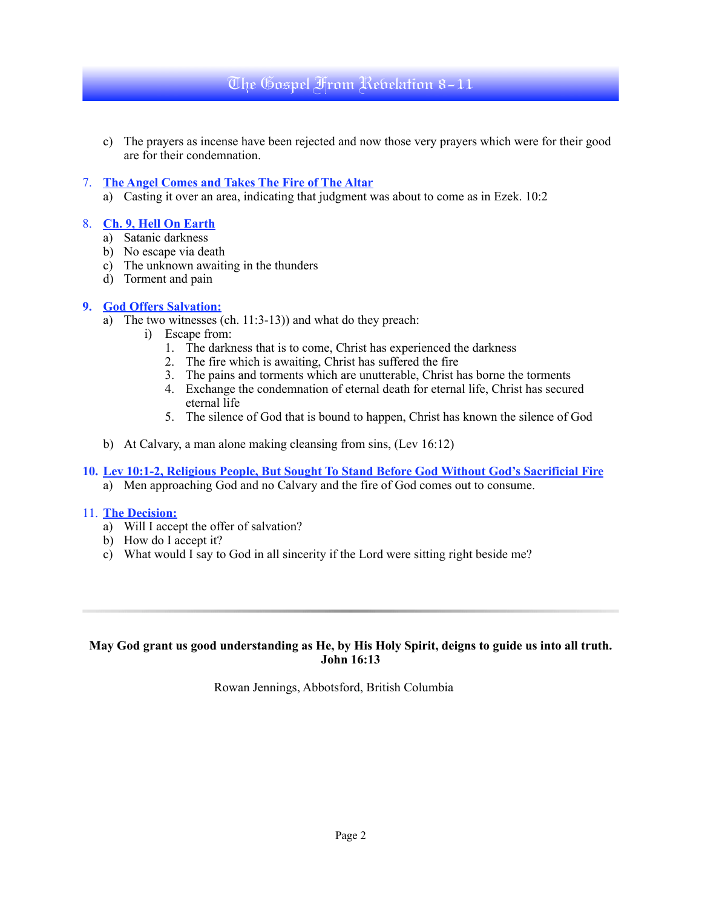c) The prayers as incense have been rejected and now those very prayers which were for their good are for their condemnation.

7. **The Angel Comes and Takes The Fire of The Altar**
   a) Casting it over an area, indicating that judgment was about to come as in Ezek. 10:2

8. **Ch. 9, Hell On Earth**
   a) Satanic darkness
   b) No escape via death
   c) The unknown awaiting in the thunders
   d) Torment and pain

9. **God Offers Salvation:**
   a) The two witnesses (ch. 11:3-13)) and what do they preach:
      i) Escape from:
         1. The darkness that is to come, Christ has experienced the darkness
         2. The fire which is awaiting, Christ has suffered the fire
         3. The pains and torments which are unutterable, Christ has borne the torments
         4. Exchange the condemnation of eternal death for eternal life, Christ has secured eternal life
         5. The silence of God that is bound to happen, Christ has known the silence of God

   b) At Calvary, a man alone making cleansing from sins, (Lev 16:12)

10. **Lev 10:1-2, Religious People, But Sought To Stand Before God Without God's Sacrificial Fire**
    a) Men approaching God and no Calvary and the fire of God comes out to consume.

11. **The Decision:**
    a) Will I accept the offer of salvation?
    b) How do I accept it?
    c) What would I say to God in all sincerity if the Lord were sitting right beside me?

---

**May God grant us good understanding as He, by His Holy Spirit, deigns to guide us into all truth. John 16:13**

Rowan Jennings, Abbotsford, British Columbia